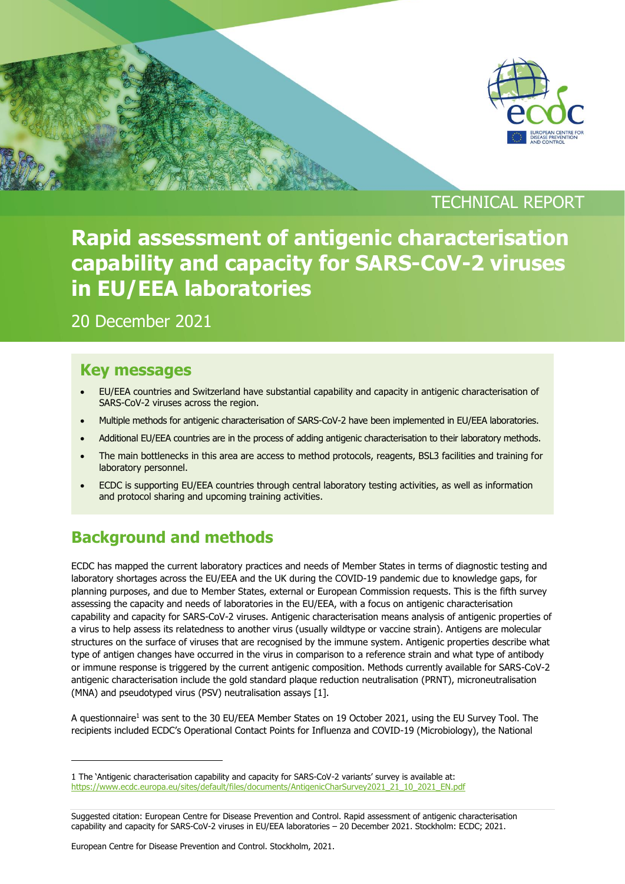TECHNICAL REPORT

# Rapid assessment of antigenic characterisation capability and capacity for SARS-CoV-2 viruses in EU/EEA laboratories

20 December 2021

## Key messages

- EU/EEA countries and Switzerland have substantial capability and capacity in antigenic characterisation of SARS-CoV-2 viruses across the region.
- Multiple methods for antigenic characterisation of SARS-CoV-2 have been implemented in EU/EEA laboratories.
- Additional EU/EEA countries are in the process of adding antigenic characterisation to their laboratory methods.
- The main bottlenecks in this area are access to method protocols, reagents, BSL3 facilities and training for laboratory personnel.
- ECDC is supporting EU/EEA countries through central laboratory testing activities, as well as information and protocol sharing and upcoming training activities.

## Background and methods

ECDC has mapped the current laboratory practices and needs of Member States in terms of diagnostic testing and laboratory shortages across the EU/EEA and the UK during the COVID-19 pandemic due to knowledge gaps, for planning purposes, and due to Member States, external or European Commission requests. This is the fifth survey assessing the capacity and needs of laboratories in the EU/EEA, with a focus on antigenic characterisation capability and capacity for SARS-CoV-2 viruses. Antigenic characterisation means analysis of antigenic properties of a virus to help assess its relatedness to another virus (usually wildtype or vaccine strain). Antigens are molecular structures on the surface of viruses that are recognised by the immune system. Antigenic properties describe what type of antigen changes have occurred in the virus in comparison to a reference strain and what type of antibody or immune response is triggered by the current antigenic composition. Methods currently available for SARS-CoV-2 antigenic characterisation include the gold standard plaque reduction neutralisation (PRNT), microneutralisation (MNA) and pseudotyped virus (PSV) neutralisation assays [1].

A questionnaire[1] was sent to the 30 EU/EEA Member States on 19 October 2021, using the EU Survey Tool. The recipients included ECDC's Operational Contact Points for Influenza and COVID-19 (Microbiology), the National

1 The 'Antigenic characterisation capability and capacity for SARS-CoV-2 variants' survey is available at: https://www.ecdc.europa.eu/sites/default/files/documents/AntigenicCharSurvey2021_21_10_2021_EN.pdf

Suggested citation: European Centre for Disease Prevention and Control. Rapid assessment of antigenic characterisation capability and capacity for SARS-CoV-2 viruses in EU/EEA laboratories – 20 December 2021. Stockholm: ECDC; 2021.

European Centre for Disease Prevention and Control. Stockholm, 2021.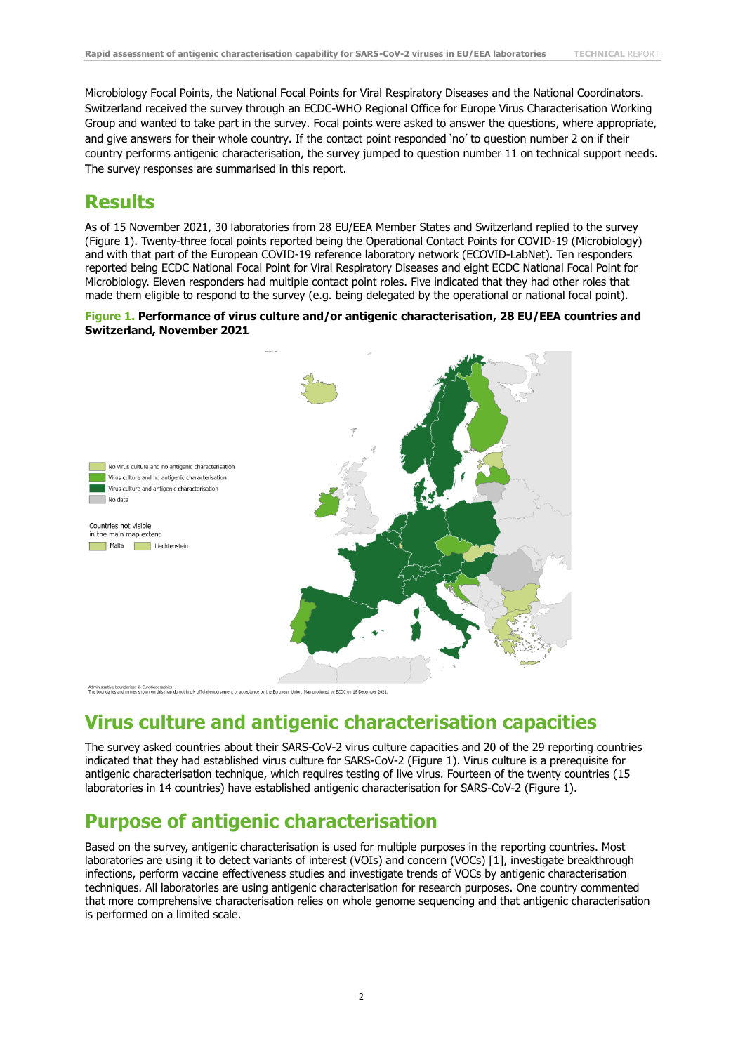Microbiology Focal Points, the National Focal Points for Viral Respiratory Diseases and the National Coordinators. Switzerland received the survey through an ECDC-WHO Regional Office for Europe Virus Characterisation Working Group and wanted to take part in the survey. Focal points were asked to answer the questions, where appropriate, and give answers for their whole country. If the contact point responded 'no' to question number 2 on if their country performs antigenic characterisation, the survey jumped to question number 11 on technical support needs. The survey responses are summarised in this report.

## Results

As of 15 November 2021, 30 laboratories from 28 EU/EEA Member States and Switzerland replied to the survey (Figure 1). Twenty-three focal points reported being the Operational Contact Points for COVID-19 (Microbiology) and with that part of the European COVID-19 reference laboratory network (ECOVID-LabNet). Ten responders reported being ECDC National Focal Point for Viral Respiratory Diseases and eight ECDC National Focal Point for Microbiology. Eleven responders had multiple contact point roles. Five indicated that they had other roles that made them eligible to respond to the survey (e.g. being delegated by the operational or national focal point).

**Figure 1. Performance of virus culture and/or antigenic characterisation, 28 EU/EEA countries and Switzerland, November 2021**

No virus culture and no antigenic characterisation
Virus culture and no antigenic characterisation
Virus culture and antigenic characterisation
No data

Countries not visible in the main map extent
Malta
Liechtenstein

Administrative boundaries: © EuroGeographics
The boundaries and names shown on this map do not imply official endorsement or acceptance by the European Union. Map produced by ECDC on 16 December 2021.

## Virus culture and antigenic characterisation capacities

The survey asked countries about their SARS-CoV-2 virus culture capacities and 20 of the 29 reporting countries indicated that they had established virus culture for SARS-CoV-2 (Figure 1). Virus culture is a prerequisite for antigenic characterisation technique, which requires testing of live virus. Fourteen of the twenty countries (15 laboratories in 14 countries) have established antigenic characterisation for SARS-CoV-2 (Figure 1).

## Purpose of antigenic characterisation

Based on the survey, antigenic characterisation is used for multiple purposes in the reporting countries. Most laboratories are using it to detect variants of interest (VOIs) and concern (VOCs) [1], investigate breakthrough infections, perform vaccine effectiveness studies and investigate trends of VOCs by antigenic characterisation techniques. All laboratories are using antigenic characterisation for research purposes. One country commented that more comprehensive characterisation relies on whole genome sequencing and that antigenic characterisation is performed on a limited scale.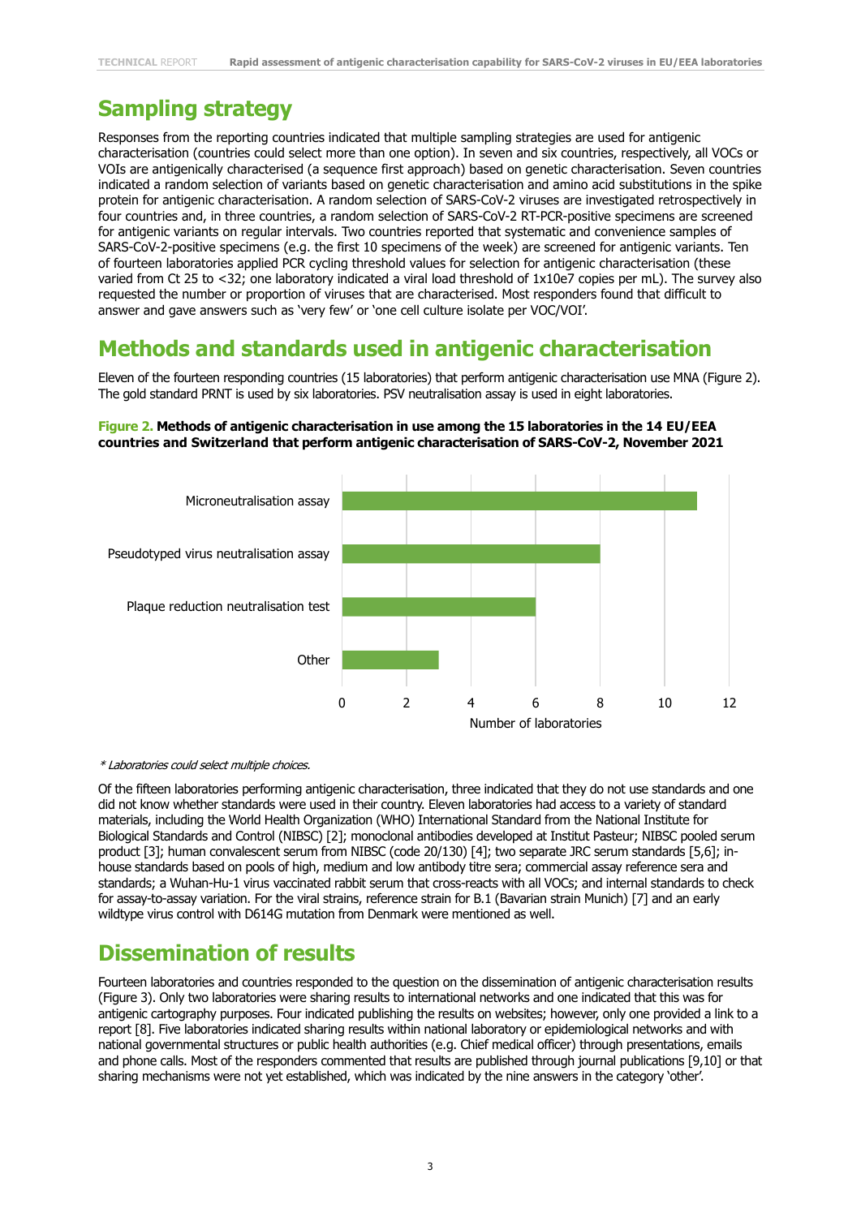## Sampling strategy

Responses from the reporting countries indicated that multiple sampling strategies are used for antigenic characterisation (countries could select more than one option). In seven and six countries, respectively, all VOCs or VOIs are antigenically characterised (a sequence first approach) based on genetic characterisation. Seven countries indicated a random selection of variants based on genetic characterisation and amino acid substitutions in the spike protein for antigenic characterisation. A random selection of SARS-CoV-2 viruses are investigated retrospectively in four countries and, in three countries, a random selection of SARS-CoV-2 RT-PCR-positive specimens are screened for antigenic variants on regular intervals. Two countries reported that systematic and convenience samples of SARS-CoV-2-positive specimens (e.g. the first 10 specimens of the week) are screened for antigenic variants. Ten of fourteen laboratories applied PCR cycling threshold values for selection for antigenic characterisation (these varied from Ct 25 to <32; one laboratory indicated a viral load threshold of 1x10e7 copies per mL). The survey also requested the number or proportion of viruses that are characterised. Most responders found that difficult to answer and gave answers such as 'very few' or 'one cell culture isolate per VOC/VOI'.

## Methods and standards used in antigenic characterisation

Eleven of the fourteen responding countries (15 laboratories) that perform antigenic characterisation use MNA (Figure 2). The gold standard PRNT is used by six laboratories. PSV neutralisation assay is used in eight laboratories.

**Figure 2. Methods of antigenic characterisation in use among the 15 laboratories in the 14 EU/EEA countries and Switzerland that perform antigenic characterisation of SARS-CoV-2, November 2021**

| Method | Number of laboratories |
|---|---|
| Microneutralisation assay | 11 |
| Pseudotyped virus neutralisation assay | 8 |
| Plaque reduction neutralisation test | 6 |
| Other | 3 |

*\* Laboratories could select multiple choices.*

Of the fifteen laboratories performing antigenic characterisation, three indicated that they do not use standards and one did not know whether standards were used in their country. Eleven laboratories had access to a variety of standard materials, including the World Health Organization (WHO) International Standard from the National Institute for Biological Standards and Control (NIBSC) [2]; monoclonal antibodies developed at Institut Pasteur; NIBSC pooled serum product [3]; human convalescent serum from NIBSC (code 20/130) [4]; two separate JRC serum standards [5,6]; in-house standards based on pools of high, medium and low antibody titre sera; commercial assay reference sera and standards; a Wuhan-Hu-1 virus vaccinated rabbit serum that cross-reacts with all VOCs; and internal standards to check for assay-to-assay variation. For the viral strains, reference strain for B.1 (Bavarian strain Munich) [7] and an early wildtype virus control with D614G mutation from Denmark were mentioned as well.

## Dissemination of results

Fourteen laboratories and countries responded to the question on the dissemination of antigenic characterisation results (Figure 3). Only two laboratories were sharing results to international networks and one indicated that this was for antigenic cartography purposes. Four indicated publishing the results on websites; however, only one provided a link to a report [8]. Five laboratories indicated sharing results within national laboratory or epidemiological networks and with national governmental structures or public health authorities (e.g. Chief medical officer) through presentations, emails and phone calls. Most of the responders commented that results are published through journal publications [9,10] or that sharing mechanisms were not yet established, which was indicated by the nine answers in the category 'other'.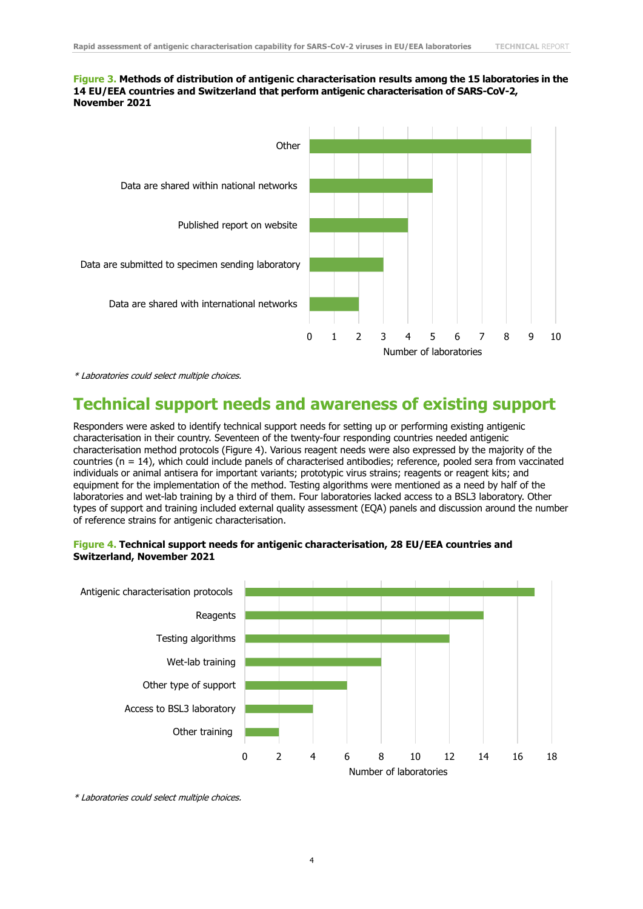**Figure 3. Methods of distribution of antigenic characterisation results among the 15 laboratories in the 14 EU/EEA countries and Switzerland that perform antigenic characterisation of SARS-CoV-2, November 2021**

| Method | Number of laboratories |
|---|---|
| Other | 9 |
| Data are shared within national networks | 5 |
| Published report on website | 4 |
| Data are submitted to specimen sending laboratory | 3 |
| Data are shared with international networks | 2 |

*\* Laboratories could select multiple choices.*

# Technical support needs and awareness of existing support

Responders were asked to identify technical support needs for setting up or performing existing antigenic characterisation in their country. Seventeen of the twenty-four responding countries needed antigenic characterisation method protocols (Figure 4). Various reagent needs were also expressed by the majority of the countries (n = 14), which could include panels of characterised antibodies; reference, pooled sera from vaccinated individuals or animal antisera for important variants; prototypic virus strains; reagents or reagent kits; and equipment for the implementation of the method. Testing algorithms were mentioned as a need by half of the laboratories and wet-lab training by a third of them. Four laboratories lacked access to a BSL3 laboratory. Other types of support and training included external quality assessment (EQA) panels and discussion around the number of reference strains for antigenic characterisation.

**Figure 4. Technical support needs for antigenic characterisation, 28 EU/EEA countries and Switzerland, November 2021**

| Support need | Number of laboratories |
|---|---|
| Antigenic characterisation protocols | 17 |
| Reagents | 14 |
| Testing algorithms | 12 |
| Wet-lab training | 8 |
| Other type of support | 6 |
| Access to BSL3 laboratory | 4 |
| Other training | 2 |

*\* Laboratories could select multiple choices.*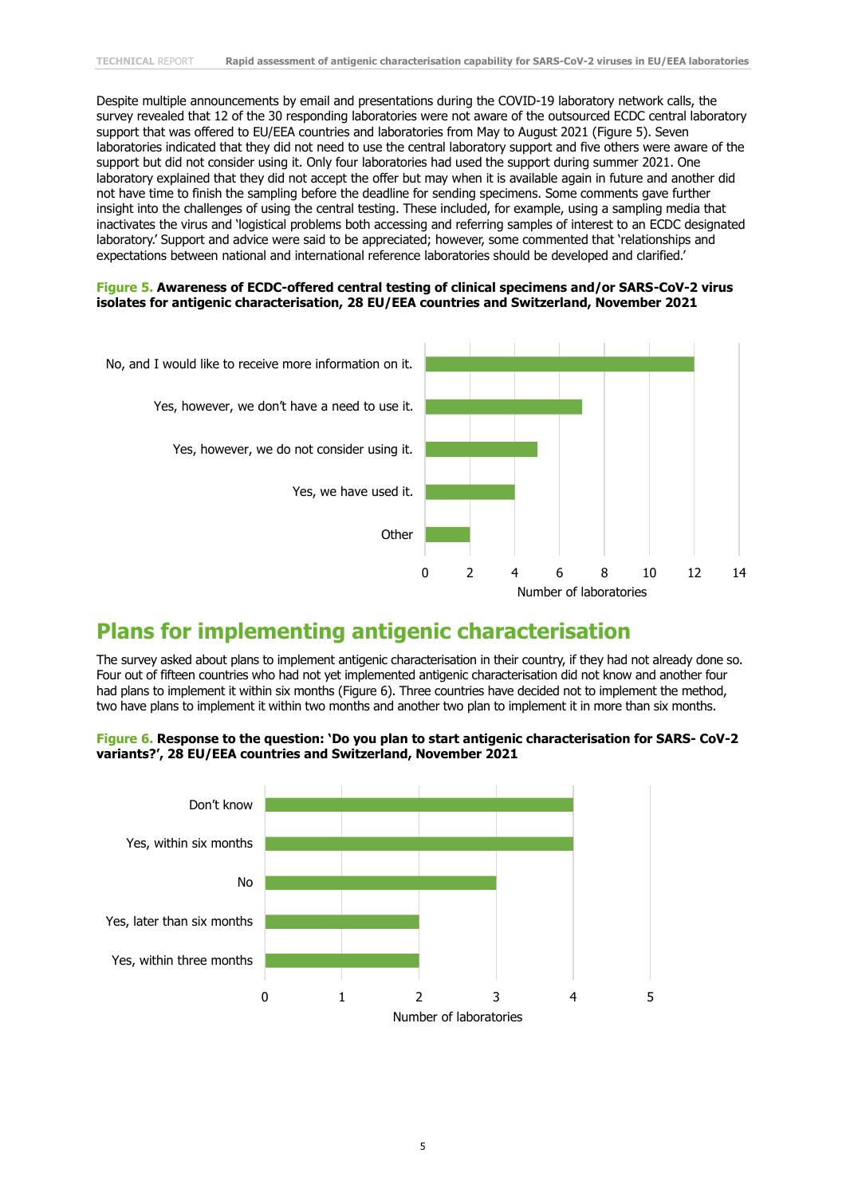Despite multiple announcements by email and presentations during the COVID-19 laboratory network calls, the survey revealed that 12 of the 30 responding laboratories were not aware of the outsourced ECDC central laboratory support that was offered to EU/EEA countries and laboratories from May to August 2021 (Figure 5). Seven laboratories indicated that they did not need to use the central laboratory support and five others were aware of the support but did not consider using it. Only four laboratories had used the support during summer 2021. One laboratory explained that they did not accept the offer but may when it is available again in future and another did not have time to finish the sampling before the deadline for sending specimens. Some comments gave further insight into the challenges of using the central testing. These included, for example, using a sampling media that inactivates the virus and 'logistical problems both accessing and referring samples of interest to an ECDC designated laboratory.' Support and advice were said to be appreciated; however, some commented that 'relationships and expectations between national and international reference laboratories should be developed and clarified.'

**Figure 5. Awareness of ECDC-offered central testing of clinical specimens and/or SARS-CoV-2 virus isolates for antigenic characterisation, 28 EU/EEA countries and Switzerland, November 2021**

| Response | Number of laboratories |
|---|---|
| No, and I would like to receive more information on it. | 12 |
| Yes, however, we don't have a need to use it. | 7 |
| Yes, however, we do not consider using it. | 5 |
| Yes, we have used it. | 4 |
| Other | 2 |

## Plans for implementing antigenic characterisation

The survey asked about plans to implement antigenic characterisation in their country, if they had not already done so. Four out of fifteen countries who had not yet implemented antigenic characterisation did not know and another four had plans to implement it within six months (Figure 6). Three countries have decided not to implement the method, two have plans to implement it within two months and another two plan to implement it in more than six months.

**Figure 6. Response to the question: 'Do you plan to start antigenic characterisation for SARS- CoV-2 variants?', 28 EU/EEA countries and Switzerland, November 2021**

| Response | Number of laboratories |
|---|---|
| Don't know | 4 |
| Yes, within six months | 4 |
| No | 3 |
| Yes, later than six months | 2 |
| Yes, within three months | 2 |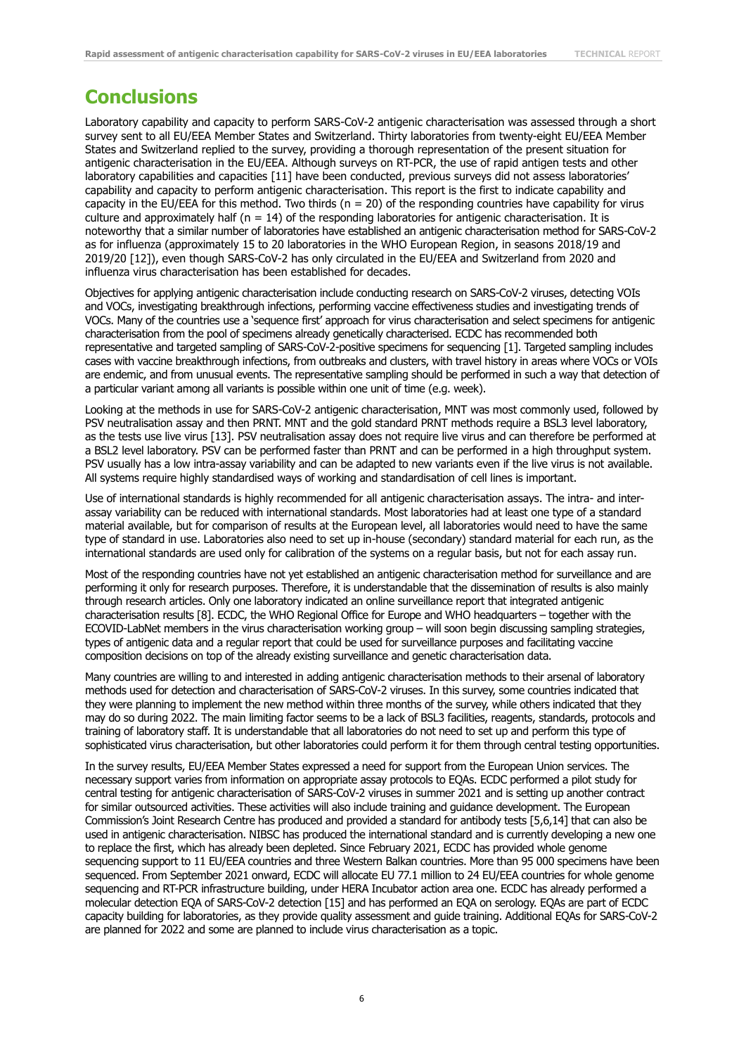## Conclusions

Laboratory capability and capacity to perform SARS-CoV-2 antigenic characterisation was assessed through a short survey sent to all EU/EEA Member States and Switzerland. Thirty laboratories from twenty-eight EU/EEA Member States and Switzerland replied to the survey, providing a thorough representation of the present situation for antigenic characterisation in the EU/EEA. Although surveys on RT-PCR, the use of rapid antigen tests and other laboratory capabilities and capacities [11] have been conducted, previous surveys did not assess laboratories' capability and capacity to perform antigenic characterisation. This report is the first to indicate capability and capacity in the EU/EEA for this method. Two thirds (n = 20) of the responding countries have capability for virus culture and approximately half (n = 14) of the responding laboratories for antigenic characterisation. It is noteworthy that a similar number of laboratories have established an antigenic characterisation method for SARS-CoV-2 as for influenza (approximately 15 to 20 laboratories in the WHO European Region, in seasons 2018/19 and 2019/20 [12]), even though SARS-CoV-2 has only circulated in the EU/EEA and Switzerland from 2020 and influenza virus characterisation has been established for decades.

Objectives for applying antigenic characterisation include conducting research on SARS-CoV-2 viruses, detecting VOIs and VOCs, investigating breakthrough infections, performing vaccine effectiveness studies and investigating trends of VOCs. Many of the countries use a 'sequence first' approach for virus characterisation and select specimens for antigenic characterisation from the pool of specimens already genetically characterised. ECDC has recommended both representative and targeted sampling of SARS-CoV-2-positive specimens for sequencing [1]. Targeted sampling includes cases with vaccine breakthrough infections, from outbreaks and clusters, with travel history in areas where VOCs or VOIs are endemic, and from unusual events. The representative sampling should be performed in such a way that detection of a particular variant among all variants is possible within one unit of time (e.g. week).

Looking at the methods in use for SARS-CoV-2 antigenic characterisation, MNT was most commonly used, followed by PSV neutralisation assay and then PRNT. MNT and the gold standard PRNT methods require a BSL3 level laboratory, as the tests use live virus [13]. PSV neutralisation assay does not require live virus and can therefore be performed at a BSL2 level laboratory. PSV can be performed faster than PRNT and can be performed in a high throughput system. PSV usually has a low intra-assay variability and can be adapted to new variants even if the live virus is not available. All systems require highly standardised ways of working and standardisation of cell lines is important.

Use of international standards is highly recommended for all antigenic characterisation assays. The intra- and inter-assay variability can be reduced with international standards. Most laboratories had at least one type of a standard material available, but for comparison of results at the European level, all laboratories would need to have the same type of standard in use. Laboratories also need to set up in-house (secondary) standard material for each run, as the international standards are used only for calibration of the systems on a regular basis, but not for each assay run.

Most of the responding countries have not yet established an antigenic characterisation method for surveillance and are performing it only for research purposes. Therefore, it is understandable that the dissemination of results is also mainly through research articles. Only one laboratory indicated an online surveillance report that integrated antigenic characterisation results [8]. ECDC, the WHO Regional Office for Europe and WHO headquarters – together with the ECOVID-LabNet members in the virus characterisation working group – will soon begin discussing sampling strategies, types of antigenic data and a regular report that could be used for surveillance purposes and facilitating vaccine composition decisions on top of the already existing surveillance and genetic characterisation data.

Many countries are willing to and interested in adding antigenic characterisation methods to their arsenal of laboratory methods used for detection and characterisation of SARS-CoV-2 viruses. In this survey, some countries indicated that they were planning to implement the new method within three months of the survey, while others indicated that they may do so during 2022. The main limiting factor seems to be a lack of BSL3 facilities, reagents, standards, protocols and training of laboratory staff. It is understandable that all laboratories do not need to set up and perform this type of sophisticated virus characterisation, but other laboratories could perform it for them through central testing opportunities.

In the survey results, EU/EEA Member States expressed a need for support from the European Union services. The necessary support varies from information on appropriate assay protocols to EQAs. ECDC performed a pilot study for central testing for antigenic characterisation of SARS-CoV-2 viruses in summer 2021 and is setting up another contract for similar outsourced activities. These activities will also include training and guidance development. The European Commission's Joint Research Centre has produced and provided a standard for antibody tests [5,6,14] that can also be used in antigenic characterisation. NIBSC has produced the international standard and is currently developing a new one to replace the first, which has already been depleted. Since February 2021, ECDC has provided whole genome sequencing support to 11 EU/EEA countries and three Western Balkan countries. More than 95 000 specimens have been sequenced. From September 2021 onward, ECDC will allocate EU 77.1 million to 24 EU/EEA countries for whole genome sequencing and RT-PCR infrastructure building, under HERA Incubator action area one. ECDC has already performed a molecular detection EQA of SARS-CoV-2 detection [15] and has performed an EQA on serology. EQAs are part of ECDC capacity building for laboratories, as they provide quality assessment and guide training. Additional EQAs for SARS-CoV-2 are planned for 2022 and some are planned to include virus characterisation as a topic.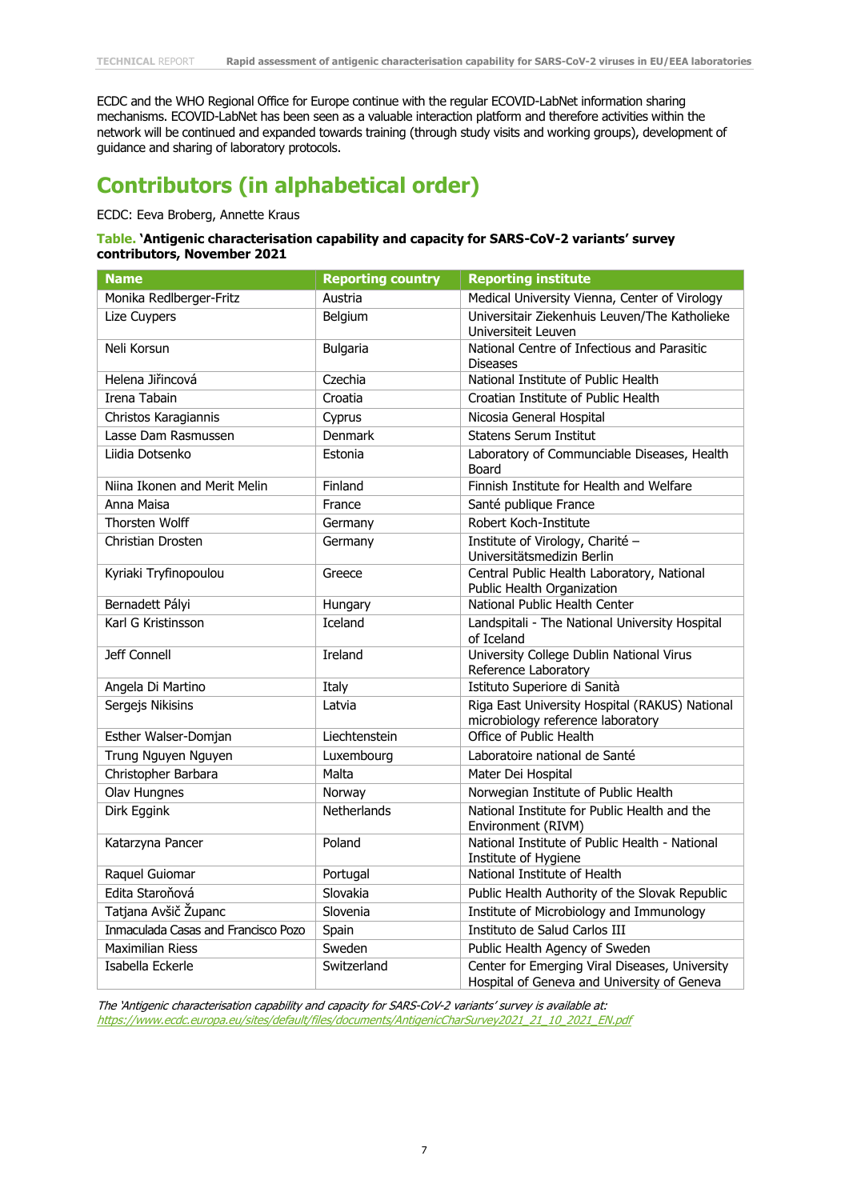ECDC and the WHO Regional Office for Europe continue with the regular ECOVID-LabNet information sharing mechanisms. ECOVID-LabNet has been seen as a valuable interaction platform and therefore activities within the network will be continued and expanded towards training (through study visits and working groups), development of guidance and sharing of laboratory protocols.

## Contributors (in alphabetical order)

ECDC: Eeva Broberg, Annette Kraus

**Table. 'Antigenic characterisation capability and capacity for SARS-CoV-2 variants' survey contributors, November 2021**

| Name | Reporting country | Reporting institute |
|---|---|---|
| Monika Redlberger-Fritz | Austria | Medical University Vienna, Center of Virology |
| Lize Cuypers | Belgium | Universitair Ziekenhuis Leuven/The Katholieke Universiteit Leuven |
| Neli Korsun | Bulgaria | National Centre of Infectious and Parasitic Diseases |
| Helena Jiřincová | Czechia | National Institute of Public Health |
| Irena Tabain | Croatia | Croatian Institute of Public Health |
| Christos Karagiannis | Cyprus | Nicosia General Hospital |
| Lasse Dam Rasmussen | Denmark | Statens Serum Institut |
| Liidia Dotsenko | Estonia | Laboratory of Communicable Diseases, Health Board |
| Niina Ikonen and Merit Melin | Finland | Finnish Institute for Health and Welfare |
| Anna Maisa | France | Santé publique France |
| Thorsten Wolff | Germany | Robert Koch-Institute |
| Christian Drosten | Germany | Institute of Virology, Charité – Universitätsmedizin Berlin |
| Kyriaki Tryfinopoulou | Greece | Central Public Health Laboratory, National Public Health Organization |
| Bernadett Pályi | Hungary | National Public Health Center |
| Karl G Kristinsson | Iceland | Landspitali - The National University Hospital of Iceland |
| Jeff Connell | Ireland | University College Dublin National Virus Reference Laboratory |
| Angela Di Martino | Italy | Istituto Superiore di Sanità |
| Sergejs Nikisins | Latvia | Riga East University Hospital (RAKUS) National microbiology reference laboratory |
| Esther Walser-Domjan | Liechtenstein | Office of Public Health |
| Trung Nguyen Nguyen | Luxembourg | Laboratoire national de Santé |
| Christopher Barbara | Malta | Mater Dei Hospital |
| Olav Hungnes | Norway | Norwegian Institute of Public Health |
| Dirk Eggink | Netherlands | National Institute for Public Health and the Environment (RIVM) |
| Katarzyna Pancer | Poland | National Institute of Public Health - National Institute of Hygiene |
| Raquel Guiomar | Portugal | National Institute of Health |
| Edita Staroňová | Slovakia | Public Health Authority of the Slovak Republic |
| Tatjana Avšič Županc | Slovenia | Institute of Microbiology and Immunology |
| Inmaculada Casas and Francisco Pozo | Spain | Instituto de Salud Carlos III |
| Maximilian Riess | Sweden | Public Health Agency of Sweden |
| Isabella Eckerle | Switzerland | Center for Emerging Viral Diseases, University Hospital of Geneva and University of Geneva |

*The 'Antigenic characterisation capability and capacity for SARS-CoV-2 variants' survey is available at: https://www.ecdc.europa.eu/sites/default/files/documents/AntigenicCharSurvey2021_21_10_2021_EN.pdf*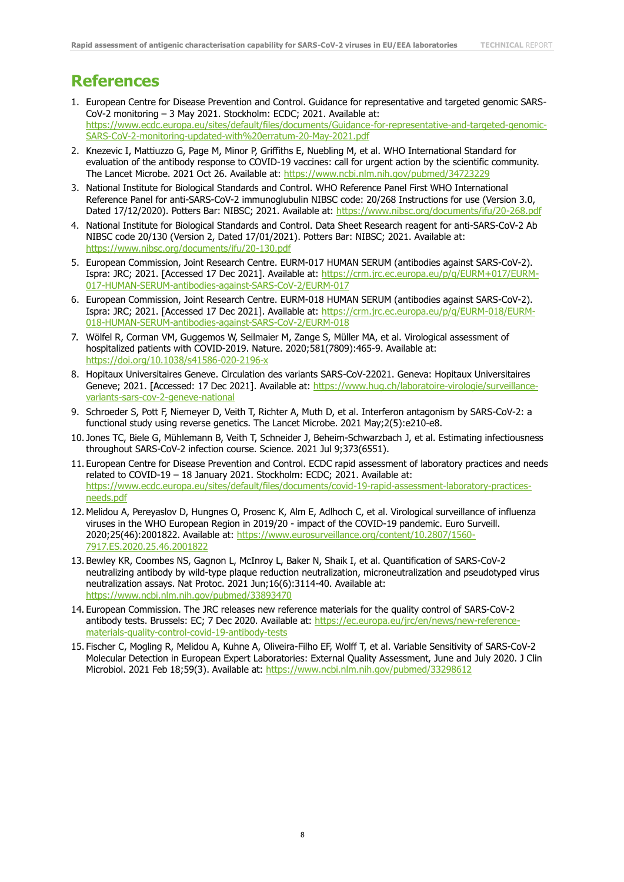# References

1. European Centre for Disease Prevention and Control. Guidance for representative and targeted genomic SARS-CoV-2 monitoring – 3 May 2021. Stockholm: ECDC; 2021. Available at: https://www.ecdc.europa.eu/sites/default/files/documents/Guidance-for-representative-and-targeted-genomic-SARS-CoV-2-monitoring-updated-with%20erratum-20-May-2021.pdf
2. Knezevic I, Mattiuzzo G, Page M, Minor P, Griffiths E, Nuebling M, et al. WHO International Standard for evaluation of the antibody response to COVID-19 vaccines: call for urgent action by the scientific community. The Lancet Microbe. 2021 Oct 26. Available at: https://www.ncbi.nlm.nih.gov/pubmed/34723229
3. National Institute for Biological Standards and Control. WHO Reference Panel First WHO International Reference Panel for anti-SARS-CoV-2 immunoglubulin NIBSC code: 20/268 Instructions for use (Version 3.0, Dated 17/12/2020). Potters Bar: NIBSC; 2021. Available at: https://www.nibsc.org/documents/ifu/20-268.pdf
4. National Institute for Biological Standards and Control. Data Sheet Research reagent for anti-SARS-CoV-2 Ab NIBSC code 20/130 (Version 2, Dated 17/01/2021). Potters Bar: NIBSC; 2021. Available at: https://www.nibsc.org/documents/ifu/20-130.pdf
5. European Commission, Joint Research Centre. EURM-017 HUMAN SERUM (antibodies against SARS-CoV-2). Ispra: JRC; 2021. [Accessed 17 Dec 2021]. Available at: https://crm.jrc.ec.europa.eu/p/q/EURM+017/EURM-017-HUMAN-SERUM-antibodies-against-SARS-CoV-2/EURM-017
6. European Commission, Joint Research Centre. EURM-018 HUMAN SERUM (antibodies against SARS-CoV-2). Ispra: JRC; 2021. [Accessed 17 Dec 2021]. Available at: https://crm.jrc.ec.europa.eu/p/q/EURM-018/EURM-018-HUMAN-SERUM-antibodies-against-SARS-CoV-2/EURM-018
7. Wölfel R, Corman VM, Guggemos W, Seilmaier M, Zange S, Müller MA, et al. Virological assessment of hospitalized patients with COVID-2019. Nature. 2020;581(7809):465-9. Available at: https://doi.org/10.1038/s41586-020-2196-x
8. Hopitaux Universitaires Geneve. Circulation des variants SARS-CoV-22021. Geneva: Hopitaux Universitaires Geneve; 2021. [Accessed: 17 Dec 2021]. Available at: https://www.hug.ch/laboratoire-virologie/surveillance-variants-sars-cov-2-geneve-national
9. Schroeder S, Pott F, Niemeyer D, Veith T, Richter A, Muth D, et al. Interferon antagonism by SARS-CoV-2: a functional study using reverse genetics. The Lancet Microbe. 2021 May;2(5):e210-e8.
10. Jones TC, Biele G, Mühlemann B, Veith T, Schneider J, Beheim-Schwarzbach J, et al. Estimating infectiousness throughout SARS-CoV-2 infection course. Science. 2021 Jul 9;373(6551).
11. European Centre for Disease Prevention and Control. ECDC rapid assessment of laboratory practices and needs related to COVID-19 – 18 January 2021. Stockholm: ECDC; 2021. Available at: https://www.ecdc.europa.eu/sites/default/files/documents/covid-19-rapid-assessment-laboratory-practices-needs.pdf
12. Melidou A, Pereyaslov D, Hungnes O, Prosenc K, Alm E, Adlhoch C, et al. Virological surveillance of influenza viruses in the WHO European Region in 2019/20 - impact of the COVID-19 pandemic. Euro Surveill. 2020;25(46):2001822. Available at: https://www.eurosurveillance.org/content/10.2807/1560-7917.ES.2020.25.46.2001822
13. Bewley KR, Coombes NS, Gagnon L, McInroy L, Baker N, Shaik I, et al. Quantification of SARS-CoV-2 neutralizing antibody by wild-type plaque reduction neutralization, microneutralization and pseudotyped virus neutralization assays. Nat Protoc. 2021 Jun;16(6):3114-40. Available at: https://www.ncbi.nlm.nih.gov/pubmed/33893470
14. European Commission. The JRC releases new reference materials for the quality control of SARS-CoV-2 antibody tests. Brussels: EC; 7 Dec 2020. Available at: https://ec.europa.eu/jrc/en/news/new-reference-materials-quality-control-covid-19-antibody-tests
15. Fischer C, Mogling R, Melidou A, Kuhne A, Oliveira-Filho EF, Wolff T, et al. Variable Sensitivity of SARS-CoV-2 Molecular Detection in European Expert Laboratories: External Quality Assessment, June and July 2020. J Clin Microbiol. 2021 Feb 18;59(3). Available at: https://www.ncbi.nlm.nih.gov/pubmed/33298612